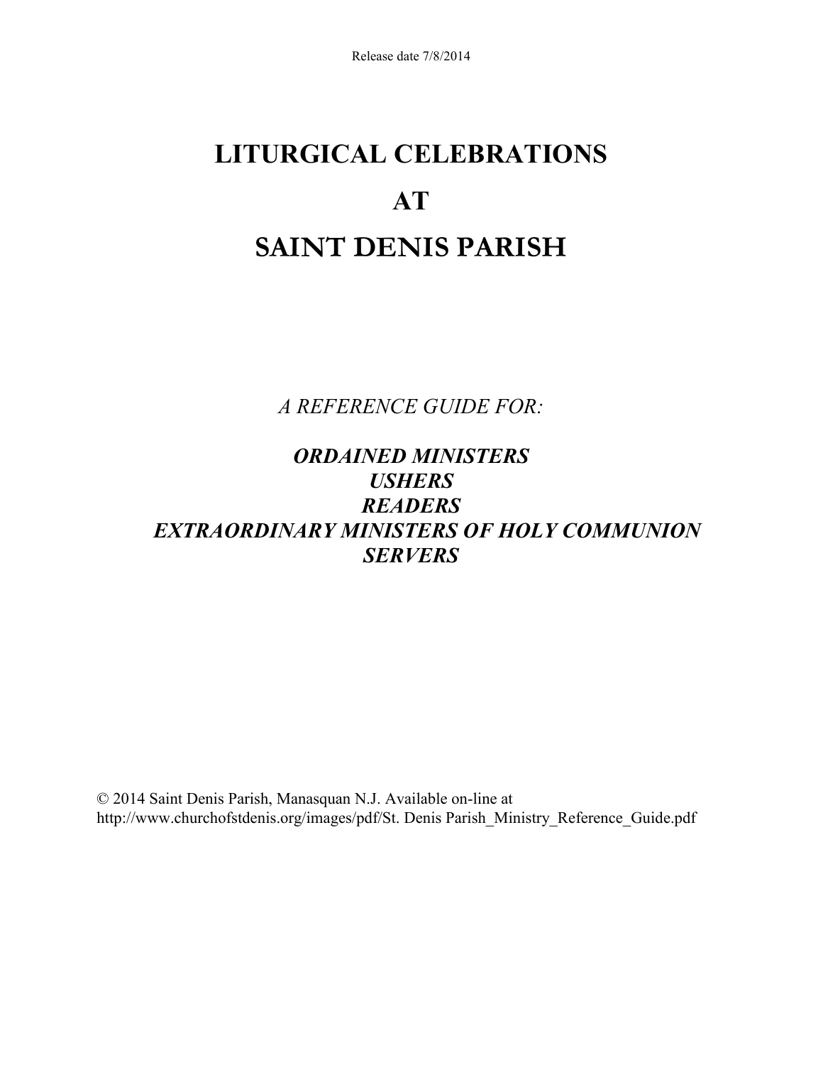Release date 7/8/2014

# LITURGICAL CELEBRATIONS
# AT
# SAINT DENIS PARISH

*A REFERENCE GUIDE FOR:*

***ORDAINED MINISTERS***
***USHERS***
***READERS***
***EXTRAORDINARY MINISTERS OF HOLY COMMUNION***
***SERVERS***

© 2014 Saint Denis Parish, Manasquan N.J. Available on-line at http://www.churchofstdenis.org/images/pdf/St. Denis Parish_Ministry_Reference_Guide.pdf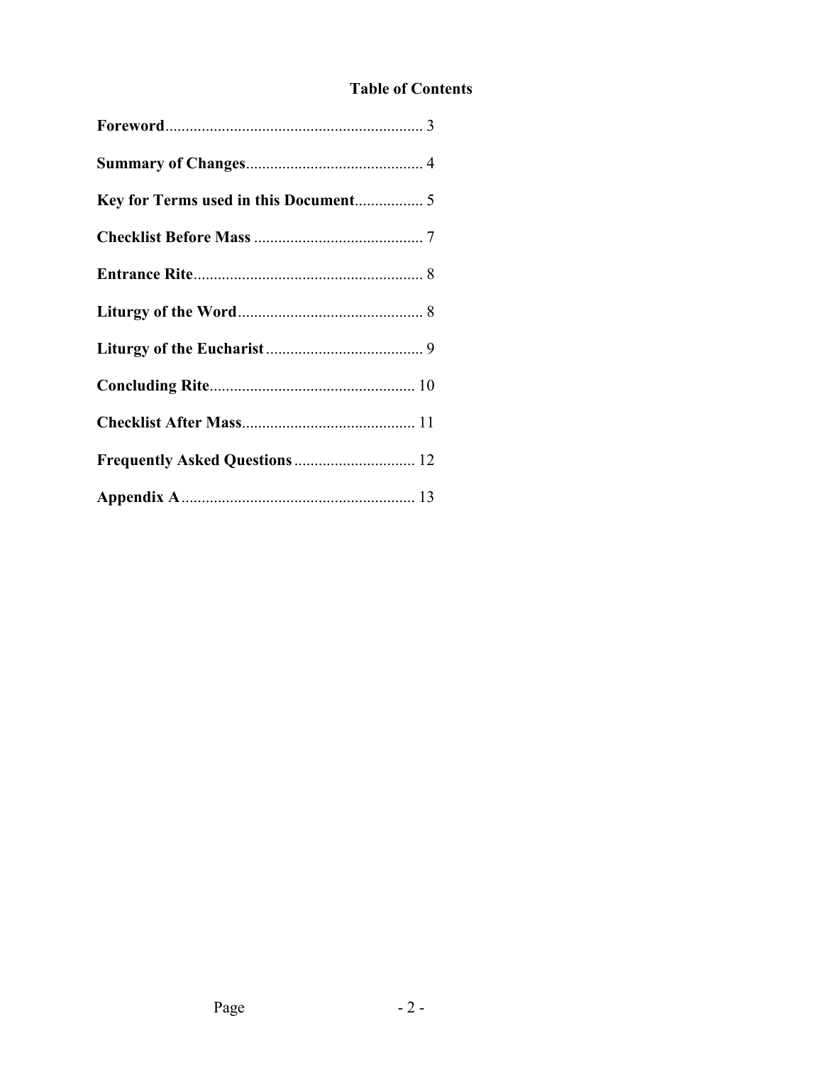## Table of Contents

**Foreword** ................................................................ 3

**Summary of Changes** ............................................ 4

**Key for Terms used in this Document** ................. 5

**Checklist Before Mass** .......................................... 7

**Entrance Rite** ......................................................... 8

**Liturgy of the Word** .............................................. 8

**Liturgy of the Eucharist** ....................................... 9

**Concluding Rite** .................................................. 10

**Checklist After Mass** ........................................... 11

**Frequently Asked Questions** .............................. 12

**Appendix A** .......................................................... 13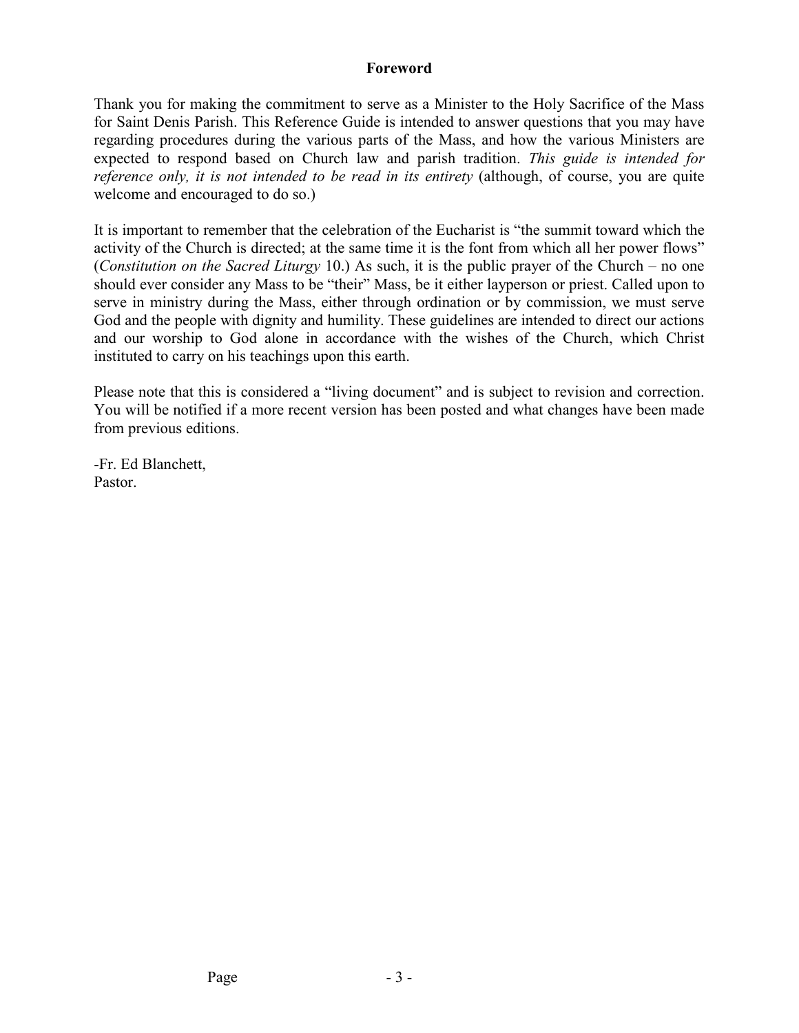## Foreword

Thank you for making the commitment to serve as a Minister to the Holy Sacrifice of the Mass for Saint Denis Parish. This Reference Guide is intended to answer questions that you may have regarding procedures during the various parts of the Mass, and how the various Ministers are expected to respond based on Church law and parish tradition. *This guide is intended for reference only, it is not intended to be read in its entirety* (although, of course, you are quite welcome and encouraged to do so.)

It is important to remember that the celebration of the Eucharist is "the summit toward which the activity of the Church is directed; at the same time it is the font from which all her power flows" (*Constitution on the Sacred Liturgy* 10.) As such, it is the public prayer of the Church – no one should ever consider any Mass to be "their" Mass, be it either layperson or priest. Called upon to serve in ministry during the Mass, either through ordination or by commission, we must serve God and the people with dignity and humility. These guidelines are intended to direct our actions and our worship to God alone in accordance with the wishes of the Church, which Christ instituted to carry on his teachings upon this earth.

Please note that this is considered a "living document" and is subject to revision and correction. You will be notified if a more recent version has been posted and what changes have been made from previous editions.

-Fr. Ed Blanchett,
Pastor.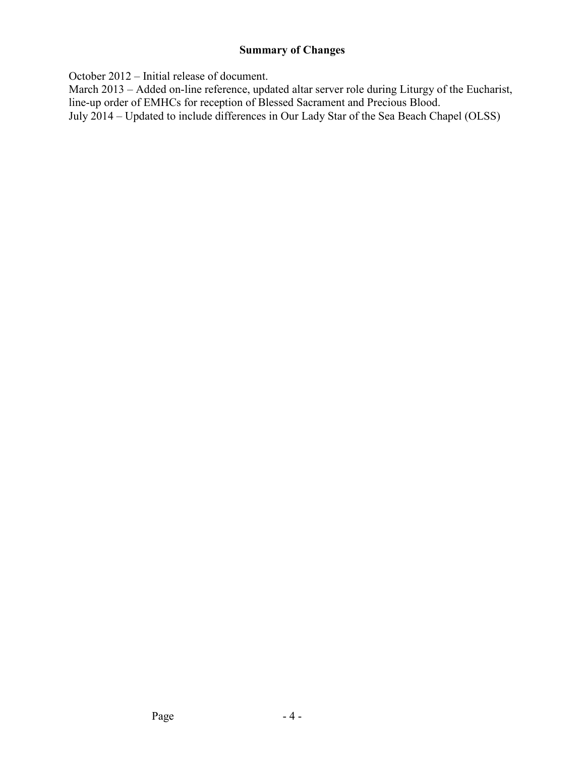## Summary of Changes

October 2012 – Initial release of document.
March 2013 – Added on-line reference, updated altar server role during Liturgy of the Eucharist, line-up order of EMHCs for reception of Blessed Sacrament and Precious Blood.
July 2014 – Updated to include differences in Our Lady Star of the Sea Beach Chapel (OLSS)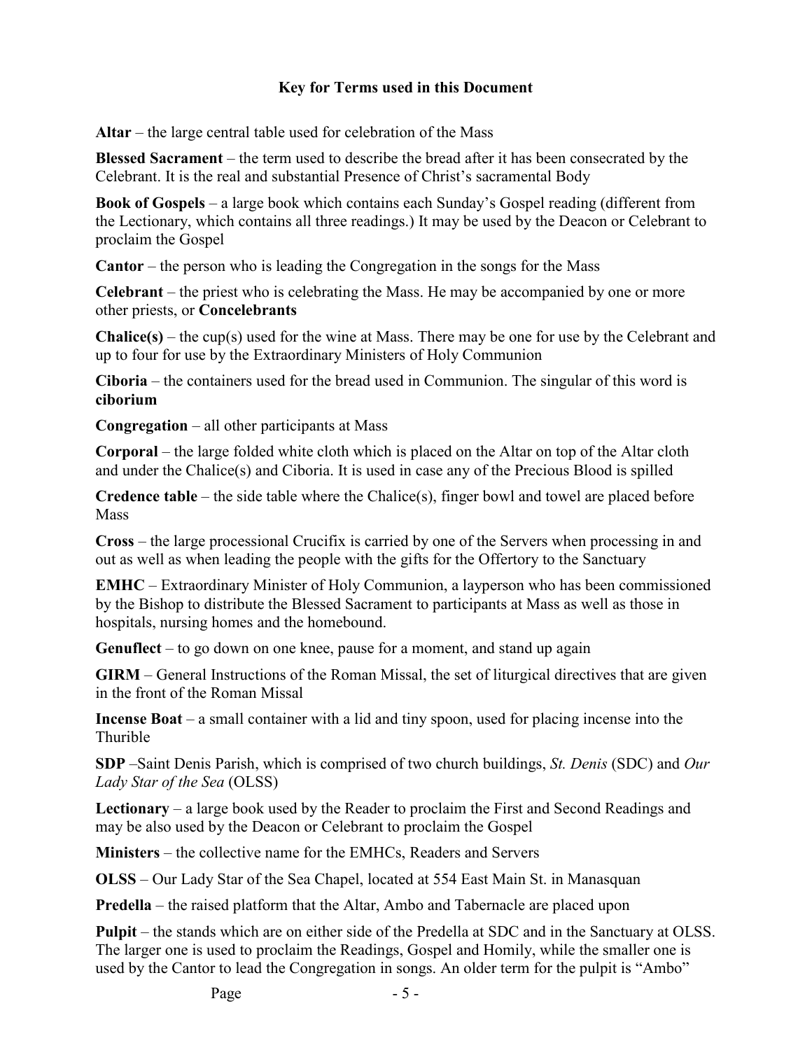## Key for Terms used in this Document

**Altar** – the large central table used for celebration of the Mass

**Blessed Sacrament** – the term used to describe the bread after it has been consecrated by the Celebrant. It is the real and substantial Presence of Christ's sacramental Body

**Book of Gospels** – a large book which contains each Sunday's Gospel reading (different from the Lectionary, which contains all three readings.) It may be used by the Deacon or Celebrant to proclaim the Gospel

**Cantor** – the person who is leading the Congregation in the songs for the Mass

**Celebrant** – the priest who is celebrating the Mass. He may be accompanied by one or more other priests, or **Concelebrants**

**Chalice(s)** – the cup(s) used for the wine at Mass. There may be one for use by the Celebrant and up to four for use by the Extraordinary Ministers of Holy Communion

**Ciboria** – the containers used for the bread used in Communion. The singular of this word is **ciborium**

**Congregation** – all other participants at Mass

**Corporal** – the large folded white cloth which is placed on the Altar on top of the Altar cloth and under the Chalice(s) and Ciboria. It is used in case any of the Precious Blood is spilled

**Credence table** – the side table where the Chalice(s), finger bowl and towel are placed before Mass

**Cross** – the large processional Crucifix is carried by one of the Servers when processing in and out as well as when leading the people with the gifts for the Offertory to the Sanctuary

**EMHC** – Extraordinary Minister of Holy Communion, a layperson who has been commissioned by the Bishop to distribute the Blessed Sacrament to participants at Mass as well as those in hospitals, nursing homes and the homebound.

**Genuflect** – to go down on one knee, pause for a moment, and stand up again

**GIRM** – General Instructions of the Roman Missal, the set of liturgical directives that are given in the front of the Roman Missal

**Incense Boat** – a small container with a lid and tiny spoon, used for placing incense into the Thurible

**SDP** –Saint Denis Parish, which is comprised of two church buildings, *St. Denis* (SDC) and *Our Lady Star of the Sea* (OLSS)

**Lectionary** – a large book used by the Reader to proclaim the First and Second Readings and may be also used by the Deacon or Celebrant to proclaim the Gospel

**Ministers** – the collective name for the EMHCs, Readers and Servers

**OLSS** – Our Lady Star of the Sea Chapel, located at 554 East Main St. in Manasquan

**Predella** – the raised platform that the Altar, Ambo and Tabernacle are placed upon

**Pulpit** – the stands which are on either side of the Predella at SDC and in the Sanctuary at OLSS. The larger one is used to proclaim the Readings, Gospel and Homily, while the smaller one is used by the Cantor to lead the Congregation in songs. An older term for the pulpit is "Ambo"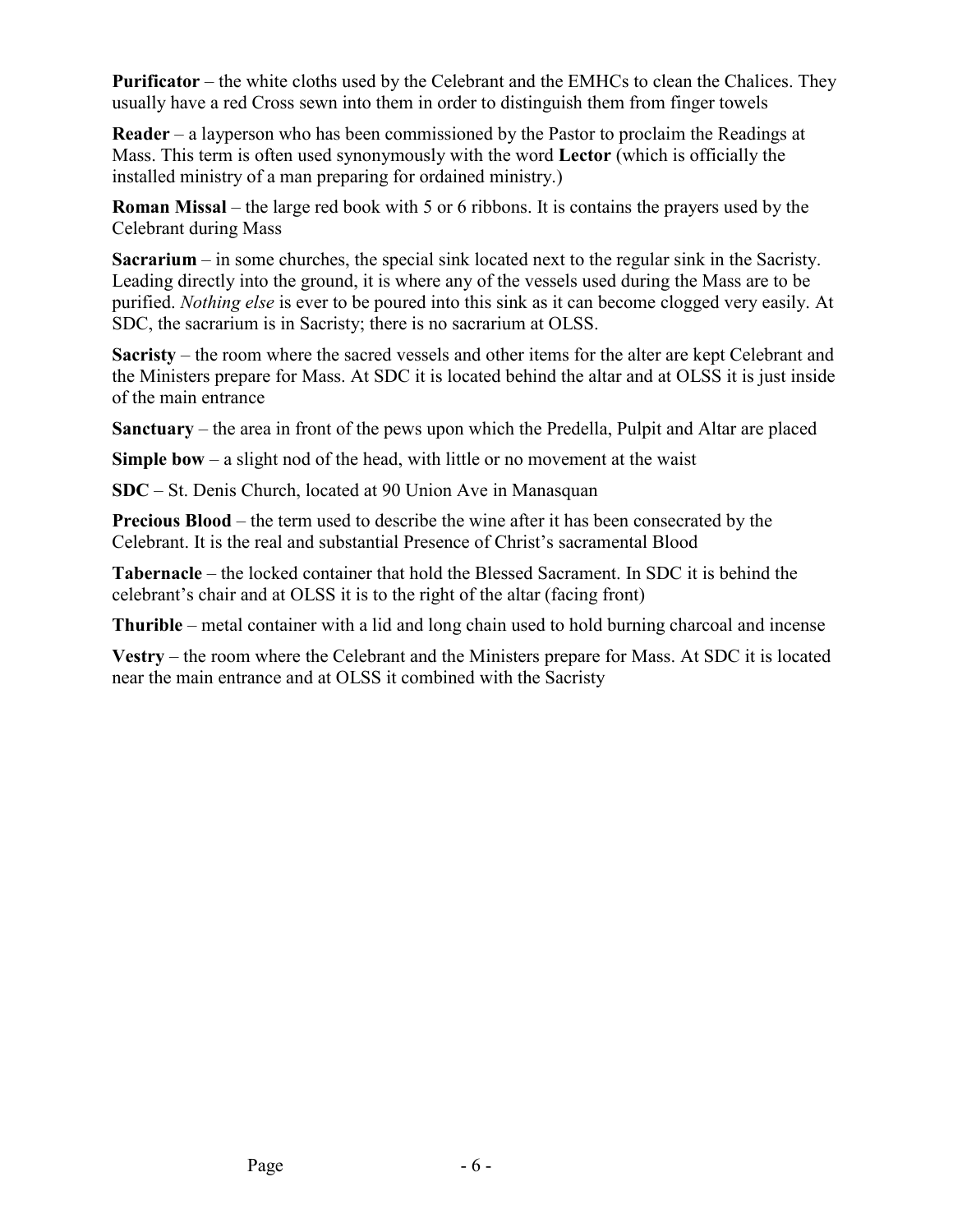**Purificator** – the white cloths used by the Celebrant and the EMHCs to clean the Chalices. They usually have a red Cross sewn into them in order to distinguish them from finger towels

**Reader** – a layperson who has been commissioned by the Pastor to proclaim the Readings at Mass. This term is often used synonymously with the word **Lector** (which is officially the installed ministry of a man preparing for ordained ministry.)

**Roman Missal** – the large red book with 5 or 6 ribbons. It is contains the prayers used by the Celebrant during Mass

**Sacrarium** – in some churches, the special sink located next to the regular sink in the Sacristy. Leading directly into the ground, it is where any of the vessels used during the Mass are to be purified. *Nothing else* is ever to be poured into this sink as it can become clogged very easily. At SDC, the sacrarium is in Sacristy; there is no sacrarium at OLSS.

**Sacristy** – the room where the sacred vessels and other items for the alter are kept Celebrant and the Ministers prepare for Mass. At SDC it is located behind the altar and at OLSS it is just inside of the main entrance

**Sanctuary** – the area in front of the pews upon which the Predella, Pulpit and Altar are placed

**Simple bow** – a slight nod of the head, with little or no movement at the waist

**SDC** – St. Denis Church, located at 90 Union Ave in Manasquan

**Precious Blood** – the term used to describe the wine after it has been consecrated by the Celebrant. It is the real and substantial Presence of Christ's sacramental Blood

**Tabernacle** – the locked container that hold the Blessed Sacrament. In SDC it is behind the celebrant's chair and at OLSS it is to the right of the altar (facing front)

**Thurible** – metal container with a lid and long chain used to hold burning charcoal and incense

**Vestry** – the room where the Celebrant and the Ministers prepare for Mass. At SDC it is located near the main entrance and at OLSS it combined with the Sacristy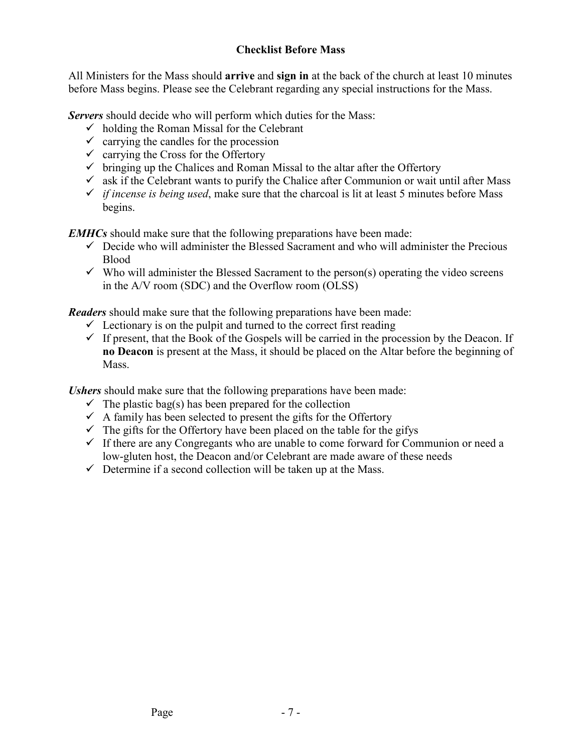# Checklist Before Mass

All Ministers for the Mass should **arrive** and **sign in** at the back of the church at least 10 minutes before Mass begins. Please see the Celebrant regarding any special instructions for the Mass.

***Servers*** should decide who will perform which duties for the Mass:

- ✓ holding the Roman Missal for the Celebrant
- ✓ carrying the candles for the procession
- ✓ carrying the Cross for the Offertory
- ✓ bringing up the Chalices and Roman Missal to the altar after the Offertory
- ✓ ask if the Celebrant wants to purify the Chalice after Communion or wait until after Mass
- ✓ *if incense is being used*, make sure that the charcoal is lit at least 5 minutes before Mass begins.

***EMHCs*** should make sure that the following preparations have been made:

- ✓ Decide who will administer the Blessed Sacrament and who will administer the Precious Blood
- ✓ Who will administer the Blessed Sacrament to the person(s) operating the video screens in the A/V room (SDC) and the Overflow room (OLSS)

***Readers*** should make sure that the following preparations have been made:

- ✓ Lectionary is on the pulpit and turned to the correct first reading
- ✓ If present, that the Book of the Gospels will be carried in the procession by the Deacon. If **no Deacon** is present at the Mass, it should be placed on the Altar before the beginning of Mass.

***Ushers*** should make sure that the following preparations have been made:

- ✓ The plastic bag(s) has been prepared for the collection
- ✓ A family has been selected to present the gifts for the Offertory
- ✓ The gifts for the Offertory have been placed on the table for the gifys
- ✓ If there are any Congregants who are unable to come forward for Communion or need a low-gluten host, the Deacon and/or Celebrant are made aware of these needs
- ✓ Determine if a second collection will be taken up at the Mass.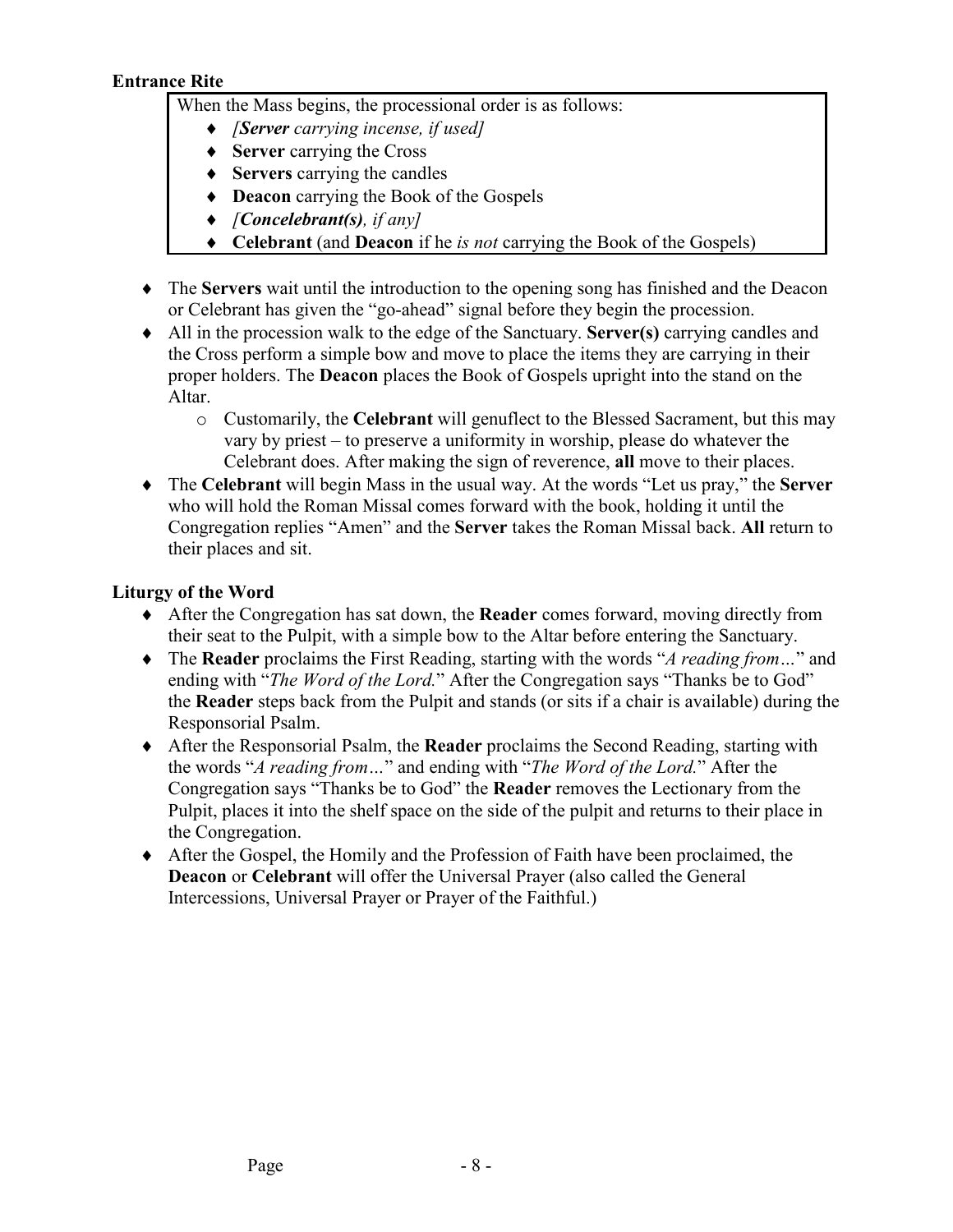**Entrance Rite**

When the Mass begins, the processional order is as follows:

- *[**Server** carrying incense, if used]*
- **Server** carrying the Cross
- **Servers** carrying the candles
- **Deacon** carrying the Book of the Gospels
- *[**Concelebrant(s)**, if any]*
- **Celebrant** (and **Deacon** if he *is not* carrying the Book of the Gospels)

- The **Servers** wait until the introduction to the opening song has finished and the Deacon or Celebrant has given the "go-ahead" signal before they begin the procession.
- All in the procession walk to the edge of the Sanctuary. **Server(s)** carrying candles and the Cross perform a simple bow and move to place the items they are carrying in their proper holders. The **Deacon** places the Book of Gospels upright into the stand on the Altar.
  - Customarily, the **Celebrant** will genuflect to the Blessed Sacrament, but this may vary by priest – to preserve a uniformity in worship, please do whatever the Celebrant does. After making the sign of reverence, **all** move to their places.
- The **Celebrant** will begin Mass in the usual way. At the words "Let us pray," the **Server** who will hold the Roman Missal comes forward with the book, holding it until the Congregation replies "Amen" and the **Server** takes the Roman Missal back. **All** return to their places and sit.

**Liturgy of the Word**

- After the Congregation has sat down, the **Reader** comes forward, moving directly from their seat to the Pulpit, with a simple bow to the Altar before entering the Sanctuary.
- The **Reader** proclaims the First Reading, starting with the words "*A reading from…*" and ending with "*The Word of the Lord.*" After the Congregation says "Thanks be to God" the **Reader** steps back from the Pulpit and stands (or sits if a chair is available) during the Responsorial Psalm.
- After the Responsorial Psalm, the **Reader** proclaims the Second Reading, starting with the words "*A reading from…*" and ending with "*The Word of the Lord.*" After the Congregation says "Thanks be to God" the **Reader** removes the Lectionary from the Pulpit, places it into the shelf space on the side of the pulpit and returns to their place in the Congregation.
- After the Gospel, the Homily and the Profession of Faith have been proclaimed, the **Deacon** or **Celebrant** will offer the Universal Prayer (also called the General Intercessions, Universal Prayer or Prayer of the Faithful.)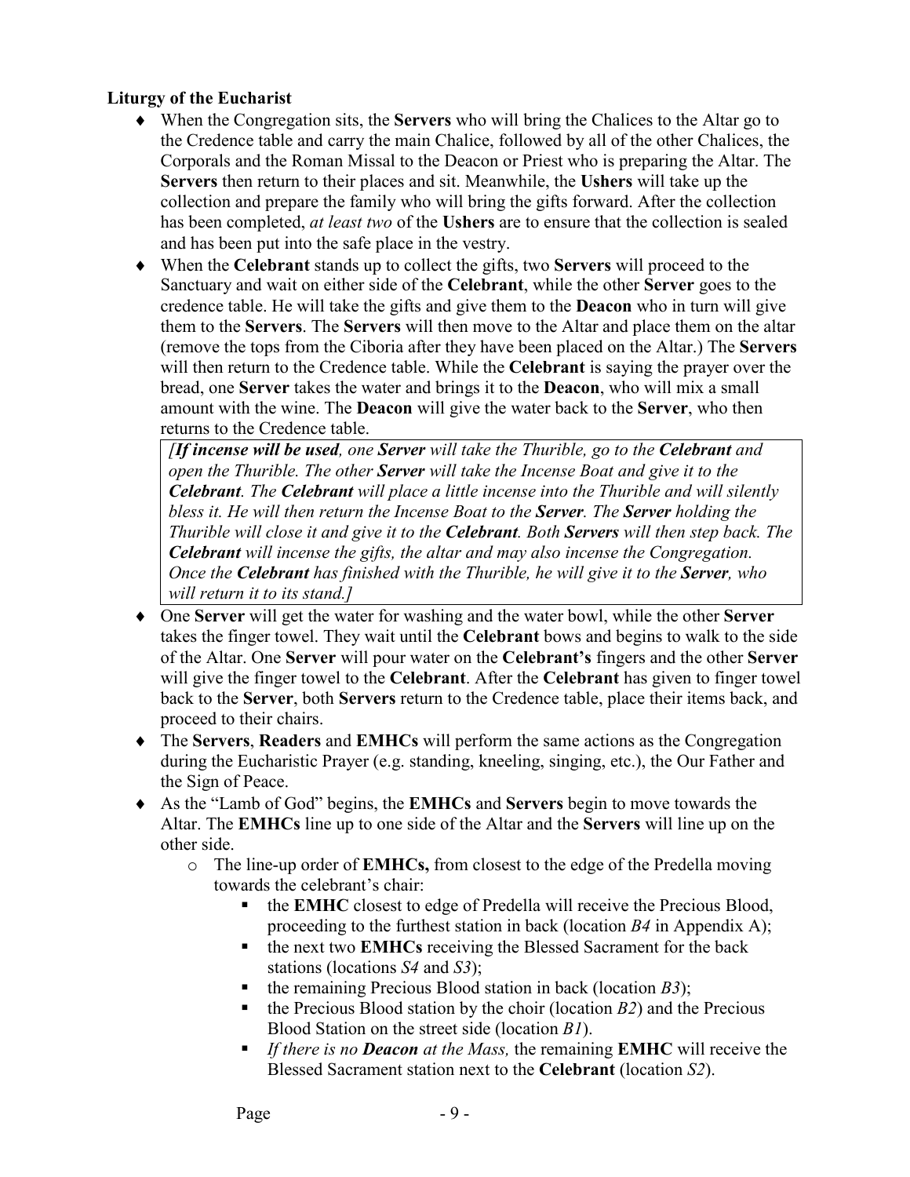**Liturgy of the Eucharist**

- When the Congregation sits, the **Servers** who will bring the Chalices to the Altar go to the Credence table and carry the main Chalice, followed by all of the other Chalices, the Corporals and the Roman Missal to the Deacon or Priest who is preparing the Altar. The **Servers** then return to their places and sit. Meanwhile, the **Ushers** will take up the collection and prepare the family who will bring the gifts forward. After the collection has been completed, *at least two* of the **Ushers** are to ensure that the collection is sealed and has been put into the safe place in the vestry.
- When the **Celebrant** stands up to collect the gifts, two **Servers** will proceed to the Sanctuary and wait on either side of the **Celebrant**, while the other **Server** goes to the credence table. He will take the gifts and give them to the **Deacon** who in turn will give them to the **Servers**. The **Servers** will then move to the Altar and place them on the altar (remove the tops from the Ciboria after they have been placed on the Altar.) The **Servers** will then return to the Credence table. While the **Celebrant** is saying the prayer over the bread, one **Server** takes the water and brings it to the **Deacon**, who will mix a small amount with the wine. The **Deacon** will give the water back to the **Server**, who then returns to the Credence table.

  *[**If incense will be used**, one **Server** will take the Thurible, go to the **Celebrant** and open the Thurible. The other **Server** will take the Incense Boat and give it to the **Celebrant**. The **Celebrant** will place a little incense into the Thurible and will silently bless it. He will then return the Incense Boat to the **Server**. The **Server** holding the Thurible will close it and give it to the **Celebrant**. Both **Servers** will then step back. The **Celebrant** will incense the gifts, the altar and may also incense the Congregation. Once the **Celebrant** has finished with the Thurible, he will give it to the **Server**, who will return it to its stand.]*
- One **Server** will get the water for washing and the water bowl, while the other **Server** takes the finger towel. They wait until the **Celebrant** bows and begins to walk to the side of the Altar. One **Server** will pour water on the **Celebrant's** fingers and the other **Server** will give the finger towel to the **Celebrant**. After the **Celebrant** has given to finger towel back to the **Server**, both **Servers** return to the Credence table, place their items back, and proceed to their chairs.
- The **Servers**, **Readers** and **EMHCs** will perform the same actions as the Congregation during the Eucharistic Prayer (e.g. standing, kneeling, singing, etc.), the Our Father and the Sign of Peace.
- As the "Lamb of God" begins, the **EMHCs** and **Servers** begin to move towards the Altar. The **EMHCs** line up to one side of the Altar and the **Servers** will line up on the other side.
  - The line-up order of **EMHCs,** from closest to the edge of the Predella moving towards the celebrant's chair:
    - the **EMHC** closest to edge of Predella will receive the Precious Blood, proceeding to the furthest station in back (location *B4* in Appendix A);
    - the next two **EMHCs** receiving the Blessed Sacrament for the back stations (locations *S4* and *S3*);
    - the remaining Precious Blood station in back (location *B3*);
    - the Precious Blood station by the choir (location *B2*) and the Precious Blood Station on the street side (location *B1*).
    - *If there is no **Deacon** at the Mass,* the remaining **EMHC** will receive the Blessed Sacrament station next to the **Celebrant** (location *S2*).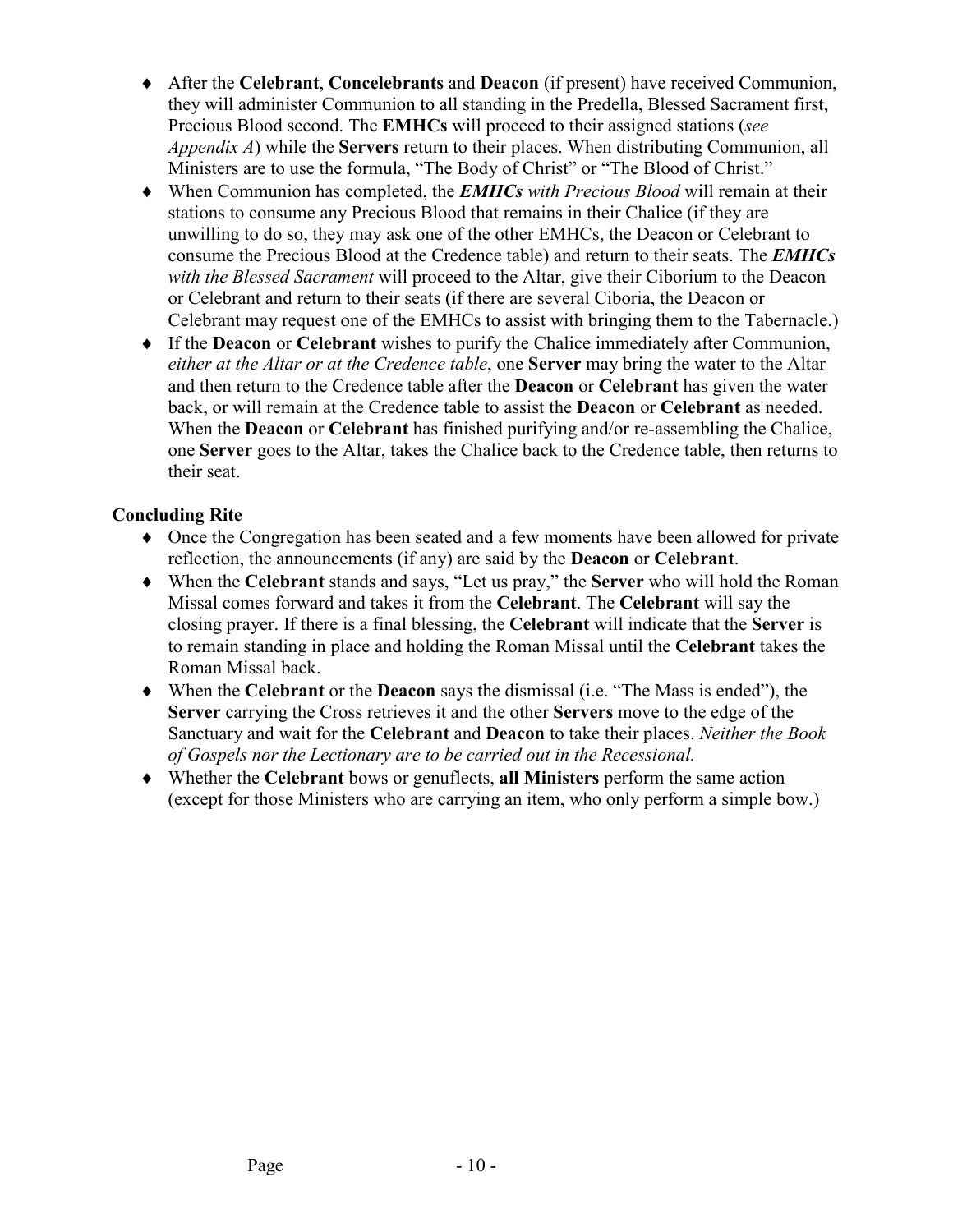- After the **Celebrant**, **Concelebrants** and **Deacon** (if present) have received Communion, they will administer Communion to all standing in the Predella, Blessed Sacrament first, Precious Blood second. The **EMHCs** will proceed to their assigned stations (*see Appendix A*) while the **Servers** return to their places. When distributing Communion, all Ministers are to use the formula, "The Body of Christ" or "The Blood of Christ."
- When Communion has completed, the ***EMHCs** with Precious Blood* will remain at their stations to consume any Precious Blood that remains in their Chalice (if they are unwilling to do so, they may ask one of the other EMHCs, the Deacon or Celebrant to consume the Precious Blood at the Credence table) and return to their seats. The ***EMHCs** with the Blessed Sacrament* will proceed to the Altar, give their Ciborium to the Deacon or Celebrant and return to their seats (if there are several Ciboria, the Deacon or Celebrant may request one of the EMHCs to assist with bringing them to the Tabernacle.)
- If the **Deacon** or **Celebrant** wishes to purify the Chalice immediately after Communion, *either at the Altar or at the Credence table*, one **Server** may bring the water to the Altar and then return to the Credence table after the **Deacon** or **Celebrant** has given the water back, or will remain at the Credence table to assist the **Deacon** or **Celebrant** as needed. When the **Deacon** or **Celebrant** has finished purifying and/or re-assembling the Chalice, one **Server** goes to the Altar, takes the Chalice back to the Credence table, then returns to their seat.

**Concluding Rite**

- Once the Congregation has been seated and a few moments have been allowed for private reflection, the announcements (if any) are said by the **Deacon** or **Celebrant**.
- When the **Celebrant** stands and says, "Let us pray," the **Server** who will hold the Roman Missal comes forward and takes it from the **Celebrant**. The **Celebrant** will say the closing prayer. If there is a final blessing, the **Celebrant** will indicate that the **Server** is to remain standing in place and holding the Roman Missal until the **Celebrant** takes the Roman Missal back.
- When the **Celebrant** or the **Deacon** says the dismissal (i.e. "The Mass is ended"), the **Server** carrying the Cross retrieves it and the other **Servers** move to the edge of the Sanctuary and wait for the **Celebrant** and **Deacon** to take their places. *Neither the Book of Gospels nor the Lectionary are to be carried out in the Recessional.*
- Whether the **Celebrant** bows or genuflects, **all Ministers** perform the same action (except for those Ministers who are carrying an item, who only perform a simple bow.)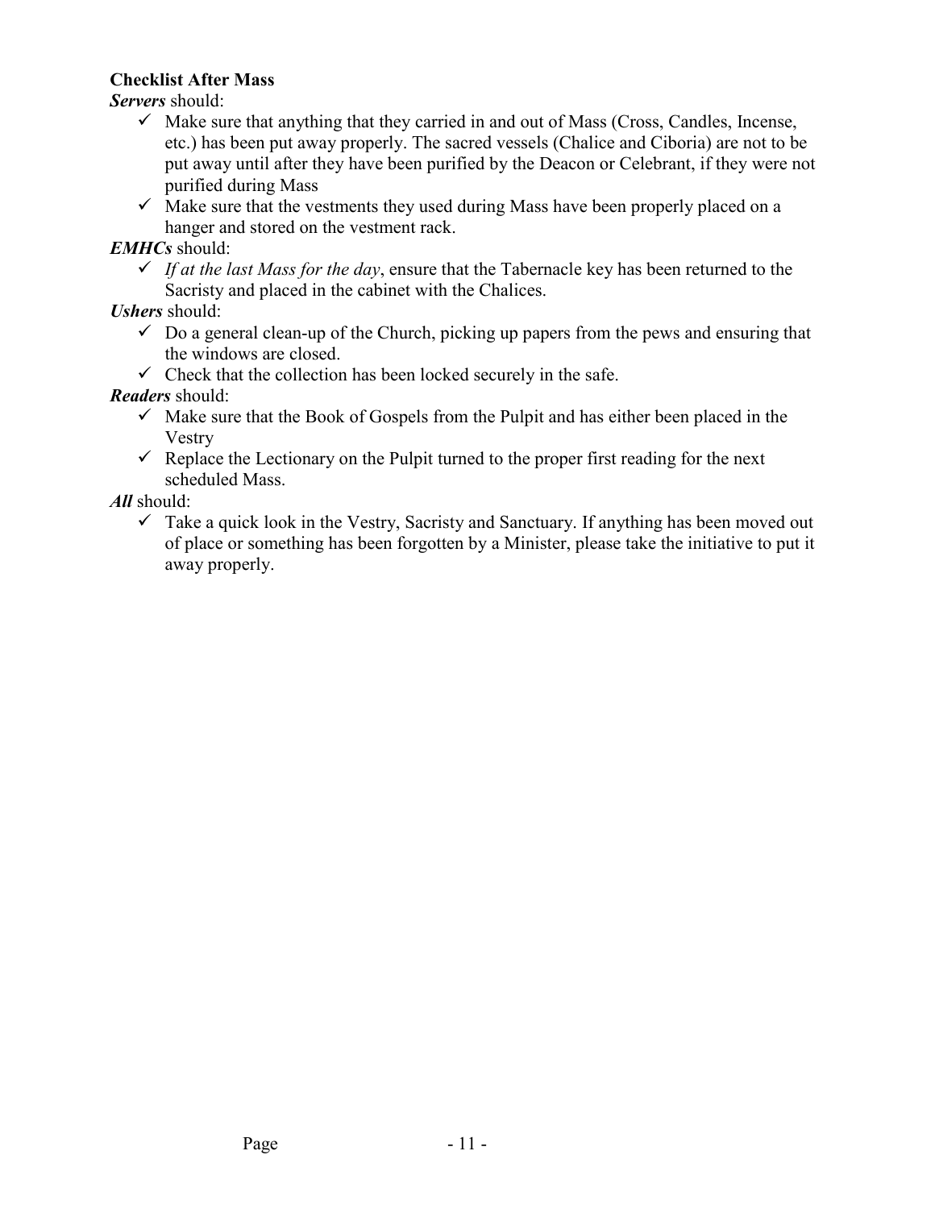**Checklist After Mass**

***Servers*** should:

- ✓ Make sure that anything that they carried in and out of Mass (Cross, Candles, Incense, etc.) has been put away properly. The sacred vessels (Chalice and Ciboria) are not to be put away until after they have been purified by the Deacon or Celebrant, if they were not purified during Mass
- ✓ Make sure that the vestments they used during Mass have been properly placed on a hanger and stored on the vestment rack.

***EMHCs*** should:

- ✓ *If at the last Mass for the day*, ensure that the Tabernacle key has been returned to the Sacristy and placed in the cabinet with the Chalices.

***Ushers*** should:

- ✓ Do a general clean-up of the Church, picking up papers from the pews and ensuring that the windows are closed.
- ✓ Check that the collection has been locked securely in the safe.

***Readers*** should:

- ✓ Make sure that the Book of Gospels from the Pulpit and has either been placed in the Vestry
- ✓ Replace the Lectionary on the Pulpit turned to the proper first reading for the next scheduled Mass.

***All*** should:

- ✓ Take a quick look in the Vestry, Sacristy and Sanctuary. If anything has been moved out of place or something has been forgotten by a Minister, please take the initiative to put it away properly.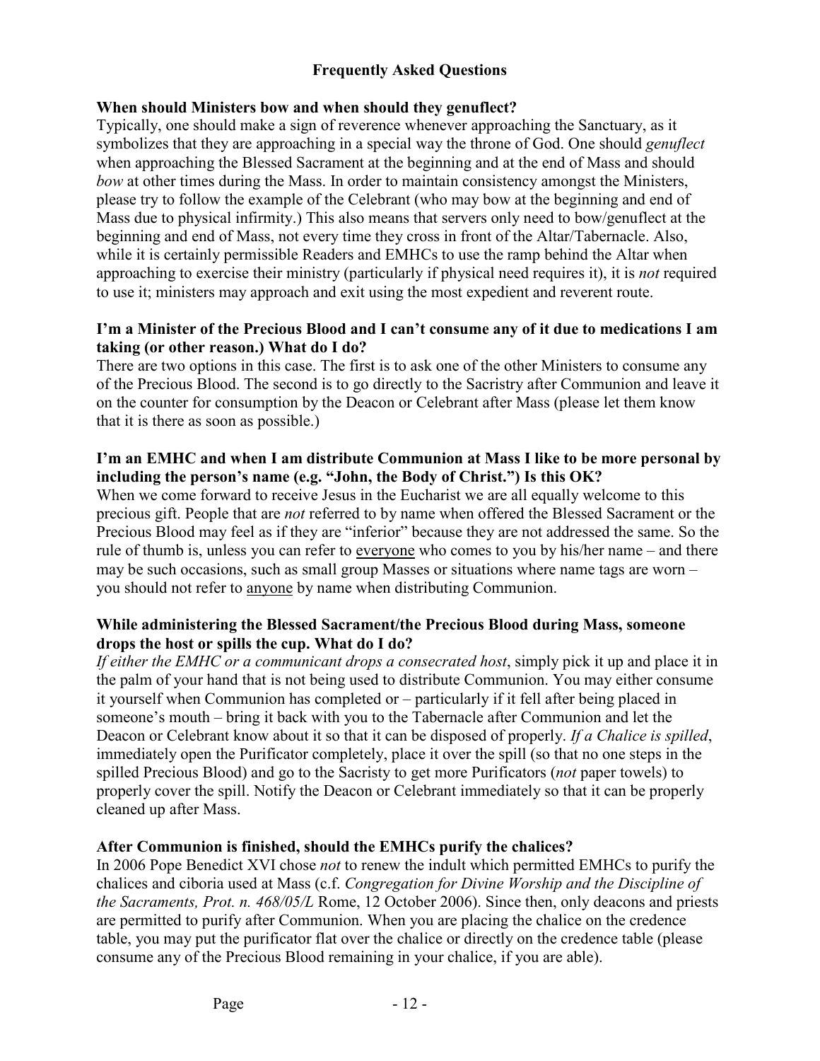## Frequently Asked Questions

### When should Ministers bow and when should they genuflect?

Typically, one should make a sign of reverence whenever approaching the Sanctuary, as it symbolizes that they are approaching in a special way the throne of God. One should *genuflect* when approaching the Blessed Sacrament at the beginning and at the end of Mass and should *bow* at other times during the Mass. In order to maintain consistency amongst the Ministers, please try to follow the example of the Celebrant (who may bow at the beginning and end of Mass due to physical infirmity.) This also means that servers only need to bow/genuflect at the beginning and end of Mass, not every time they cross in front of the Altar/Tabernacle. Also, while it is certainly permissible Readers and EMHCs to use the ramp behind the Altar when approaching to exercise their ministry (particularly if physical need requires it), it is *not* required to use it; ministers may approach and exit using the most expedient and reverent route.

### I'm a Minister of the Precious Blood and I can't consume any of it due to medications I am taking (or other reason.) What do I do?

There are two options in this case. The first is to ask one of the other Ministers to consume any of the Precious Blood. The second is to go directly to the Sacristry after Communion and leave it on the counter for consumption by the Deacon or Celebrant after Mass (please let them know that it is there as soon as possible.)

### I'm an EMHC and when I am distribute Communion at Mass I like to be more personal by including the person's name (e.g. "John, the Body of Christ.") Is this OK?

When we come forward to receive Jesus in the Eucharist we are all equally welcome to this precious gift. People that are *not* referred to by name when offered the Blessed Sacrament or the Precious Blood may feel as if they are "inferior" because they are not addressed the same. So the rule of thumb is, unless you can refer to <u>everyone</u> who comes to you by his/her name – and there may be such occasions, such as small group Masses or situations where name tags are worn – you should not refer to <u>anyone</u> by name when distributing Communion.

### While administering the Blessed Sacrament/the Precious Blood during Mass, someone drops the host or spills the cup. What do I do?

*If either the EMHC or a communicant drops a consecrated host*, simply pick it up and place it in the palm of your hand that is not being used to distribute Communion. You may either consume it yourself when Communion has completed or – particularly if it fell after being placed in someone's mouth – bring it back with you to the Tabernacle after Communion and let the Deacon or Celebrant know about it so that it can be disposed of properly. *If a Chalice is spilled*, immediately open the Purificator completely, place it over the spill (so that no one steps in the spilled Precious Blood) and go to the Sacristy to get more Purificators (*not* paper towels) to properly cover the spill. Notify the Deacon or Celebrant immediately so that it can be properly cleaned up after Mass.

### After Communion is finished, should the EMHCs purify the chalices?

In 2006 Pope Benedict XVI chose *not* to renew the indult which permitted EMHCs to purify the chalices and ciboria used at Mass (c.f. *Congregation for Divine Worship and the Discipline of the Sacraments, Prot. n. 468/05/L* Rome, 12 October 2006). Since then, only deacons and priests are permitted to purify after Communion. When you are placing the chalice on the credence table, you may put the purificator flat over the chalice or directly on the credence table (please consume any of the Precious Blood remaining in your chalice, if you are able).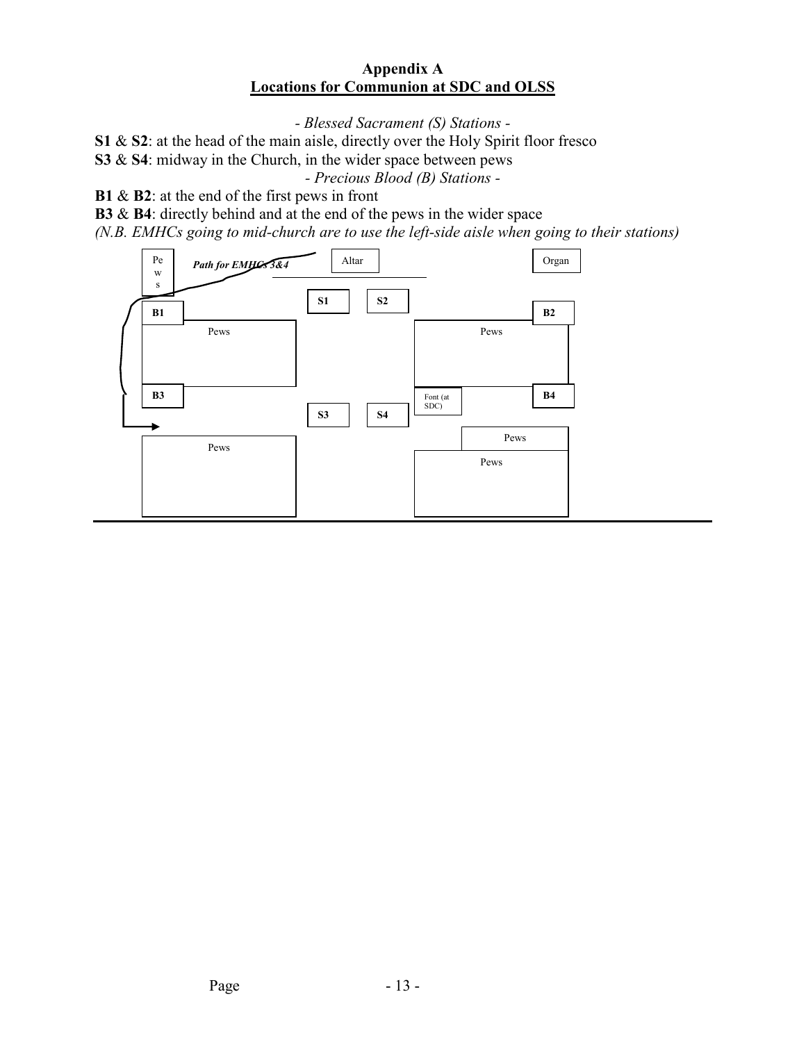**Appendix A**
**Locations for Communion at SDC and OLSS**

*- Blessed Sacrament (S) Stations -*

**S1** & **S2**: at the head of the main aisle, directly over the Holy Spirit floor fresco
**S3** & **S4**: midway in the Church, in the wider space between pews

*- Precious Blood (B) Stations -*

**B1** & **B2**: at the end of the first pews in front
**B3** & **B4**: directly behind and at the end of the pews in the wider space
*(N.B. EMHCs going to mid-church are to use the left-side aisle when going to their stations)*

Pews
*Path for EMHCs 3&4*
Altar
Organ
S1
S2
B1
B2
Pews
Pews
B3
Font (at SDC)
B4
S3
S4
Pews
Pews
Pews